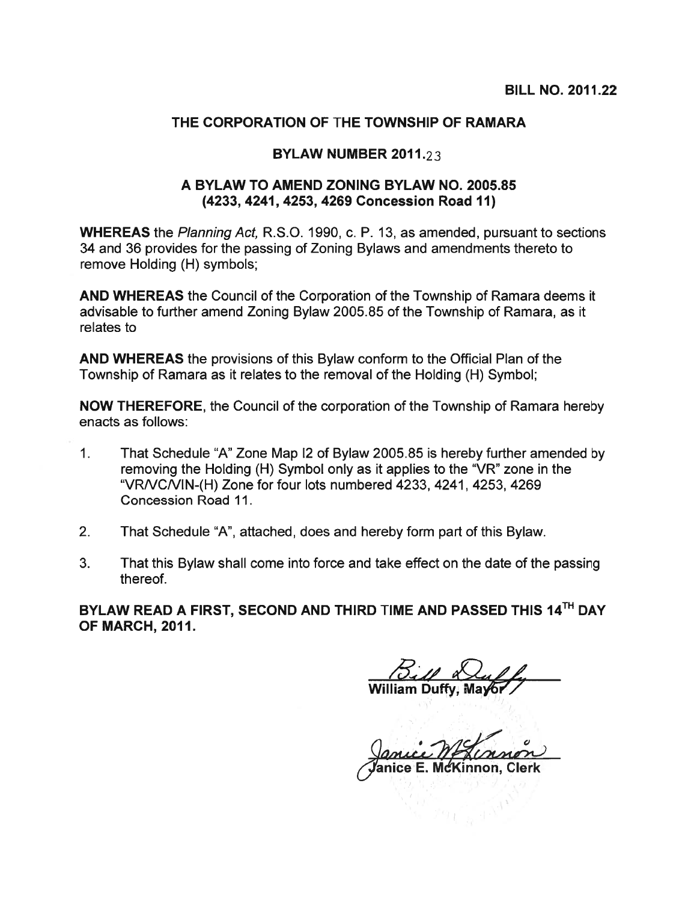**BILL NO. 2011.22**

**THE CORPORATION OF THE TOWNSHIP OF RAMARA**

**BYLAW NUMBER 2011.23**

**A BYLAW TO AMEND ZONING BYLAW NO. 2005.85**
**(4233, 4241, 4253, 4269 Concession Road 11)**

**WHEREAS** the *Planning Act*, R.S.O. 1990, c. P. 13, as amended, pursuant to sections 34 and 36 provides for the passing of Zoning Bylaws and amendments thereto to remove Holding (H) symbols;

**AND WHEREAS** the Council of the Corporation of the Township of Ramara deems it advisable to further amend Zoning Bylaw 2005.85 of the Township of Ramara, as it relates to

**AND WHEREAS** the provisions of this Bylaw conform to the Official Plan of the Township of Ramara as it relates to the removal of the Holding (H) Symbol;

**NOW THEREFORE**, the Council of the corporation of the Township of Ramara hereby enacts as follows:

1. That Schedule "A" Zone Map I2 of Bylaw 2005.85 is hereby further amended by removing the Holding (H) Symbol only as it applies to the "VR" zone in the "VR/VC/VIN-(H) Zone for four lots numbered 4233, 4241, 4253, 4269 Concession Road 11.

2. That Schedule "A", attached, does and hereby form part of this Bylaw.

3. That this Bylaw shall come into force and take effect on the date of the passing thereof.

**BYLAW READ A FIRST, SECOND AND THIRD TIME AND PASSED THIS 14TH DAY OF MARCH, 2011.**

William Duffy, Mayor

Janice E. McKinnon, Clerk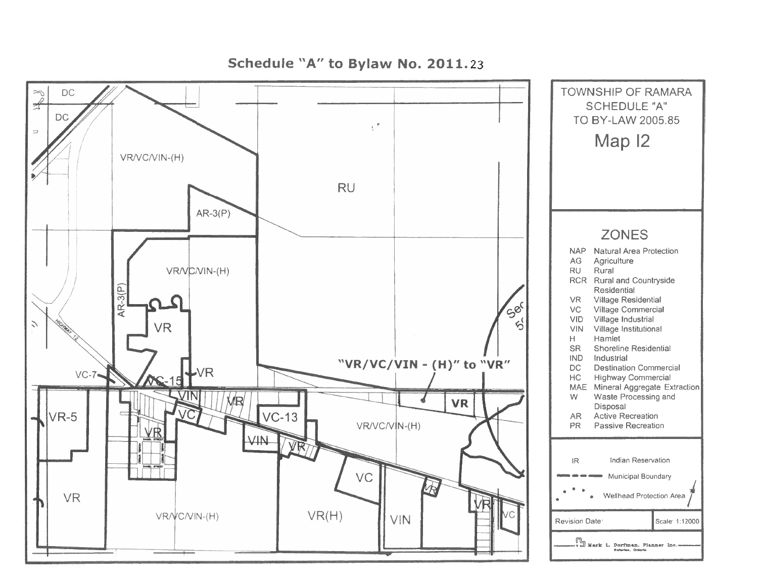# Schedule "A" to Bylaw No. 2011.23

"VR/VC/VIN - (H)" to "VR"

DC

DC

VR/VC/VIN-(H)

RU

AR-3(P)

VR/VC/VIN-(H)

AR-3(P)

VR

HIGHWAY 12

VC-7

VC-15

VR

VIN

VR

VR

VR-5

VC

VC-13

VR/VC/VIN-(H)

VR

VIN

VR

VC

VR

VR/VC/VIN-(H)

VR(H)

VIN

VR

VR

VC

TOWNSHIP OF RAMARA
SCHEDULE "A"
TO BY-LAW 2005.85

## Map I2

## ZONES

| | |
|---|---|
| NAP | Natural Area Protection |
| AG | Agriculture |
| RU | Rural |
| RCR | Rural and Countryside Residential |
| VR | Village Residential |
| VC | Village Commercial |
| VID | Village Industrial |
| VIN | Village Institutional |
| H | Hamlet |
| SR | Shoreline Residential |
| IND | Industrial |
| DC | Destination Commercial |
| HC | Highway Commercial |
| MAE | Mineral Aggregate Extraction |
| W | Waste Processing and Disposal |
| AR | Active Recreation |
| PR | Passive Recreation |

IR Indian Reservation

Municipal Boundary

Wellhead Protection Area

Revision Date:

Scale: 1:12000

Mark L. Dorfman, Planner Inc.